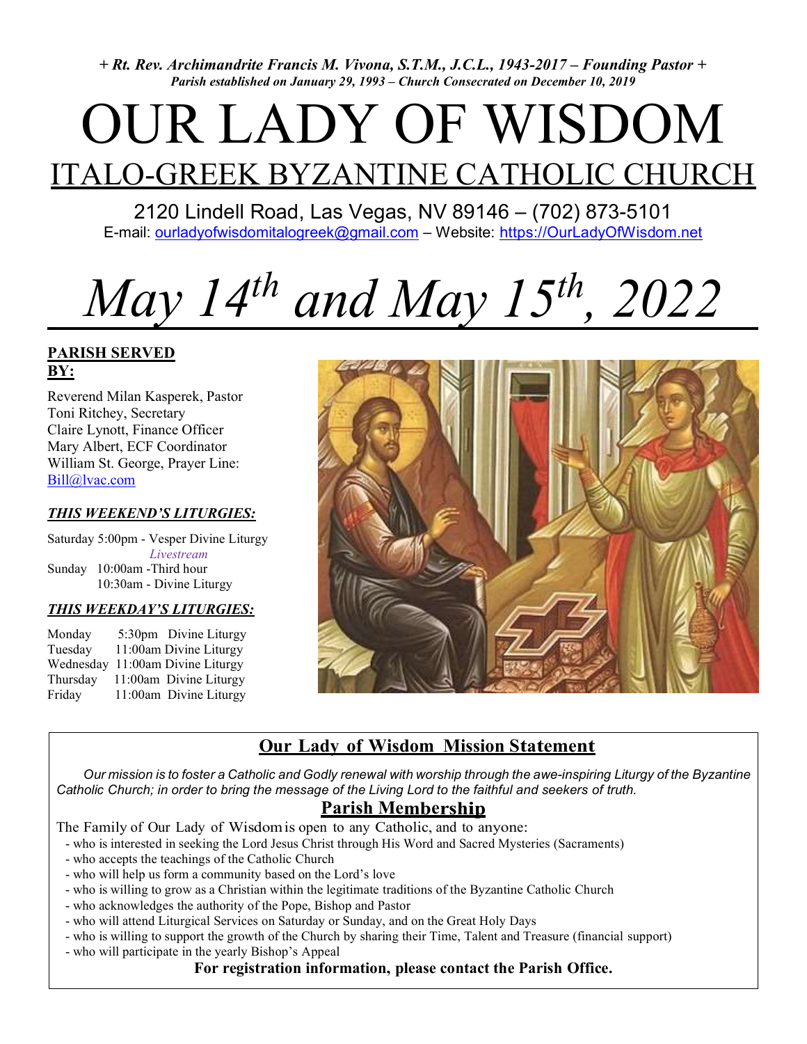*+ Rt. Rev. Archimandrite Francis M. Vivona, S.T.M., J.C.L., 1943-2017 – Founding Pastor +*
*Parish established on January 29, 1993 – Church Consecrated on December 10, 2019*

# OUR LADY OF WISDOM

## ITALO-GREEK BYZANTINE CATHOLIC CHURCH

2120 Lindell Road, Las Vegas, NV 89146 – (702) 873-5101
E-mail: ourladyofwisdomitalogreek@gmail.com – Website: https://OurLadyOfWisdom.net

# *May 14th and May 15th, 2022*

**PARISH SERVED BY:**

Reverend Milan Kasperek, Pastor
Toni Ritchey, Secretary
Claire Lynott, Finance Officer
Mary Albert, ECF Coordinator
William St. George, Prayer Line: Bill@lvac.com

***THIS WEEKEND'S LITURGIES:***

Saturday 5:00pm - Vesper Divine Liturgy
*Livestream*
Sunday 10:00am - Third hour
10:30am - Divine Liturgy

***THIS WEEKDAY'S LITURGIES:***

| | |
|---|---|
| Monday | 5:30pm Divine Liturgy |
| Tuesday | 11:00am Divine Liturgy |
| Wednesday | 11:00am Divine Liturgy |
| Thursday | 11:00am Divine Liturgy |
| Friday | 11:00am Divine Liturgy |

## Our Lady of Wisdom Mission Statement

*Our mission is to foster a Catholic and Godly renewal with worship through the awe-inspiring Liturgy of the Byzantine Catholic Church; in order to bring the message of the Living Lord to the faithful and seekers of truth.*

## Parish Membership

The Family of Our Lady of Wisdom is open to any Catholic, and to anyone:

- who is interested in seeking the Lord Jesus Christ through His Word and Sacred Mysteries (Sacraments)
- who accepts the teachings of the Catholic Church
- who will help us form a community based on the Lord's love
- who is willing to grow as a Christian within the legitimate traditions of the Byzantine Catholic Church
- who acknowledges the authority of the Pope, Bishop and Pastor
- who will attend Liturgical Services on Saturday or Sunday, and on the Great Holy Days
- who is willing to support the growth of the Church by sharing their Time, Talent and Treasure (financial support)
- who will participate in the yearly Bishop's Appeal

**For registration information, please contact the Parish Office.**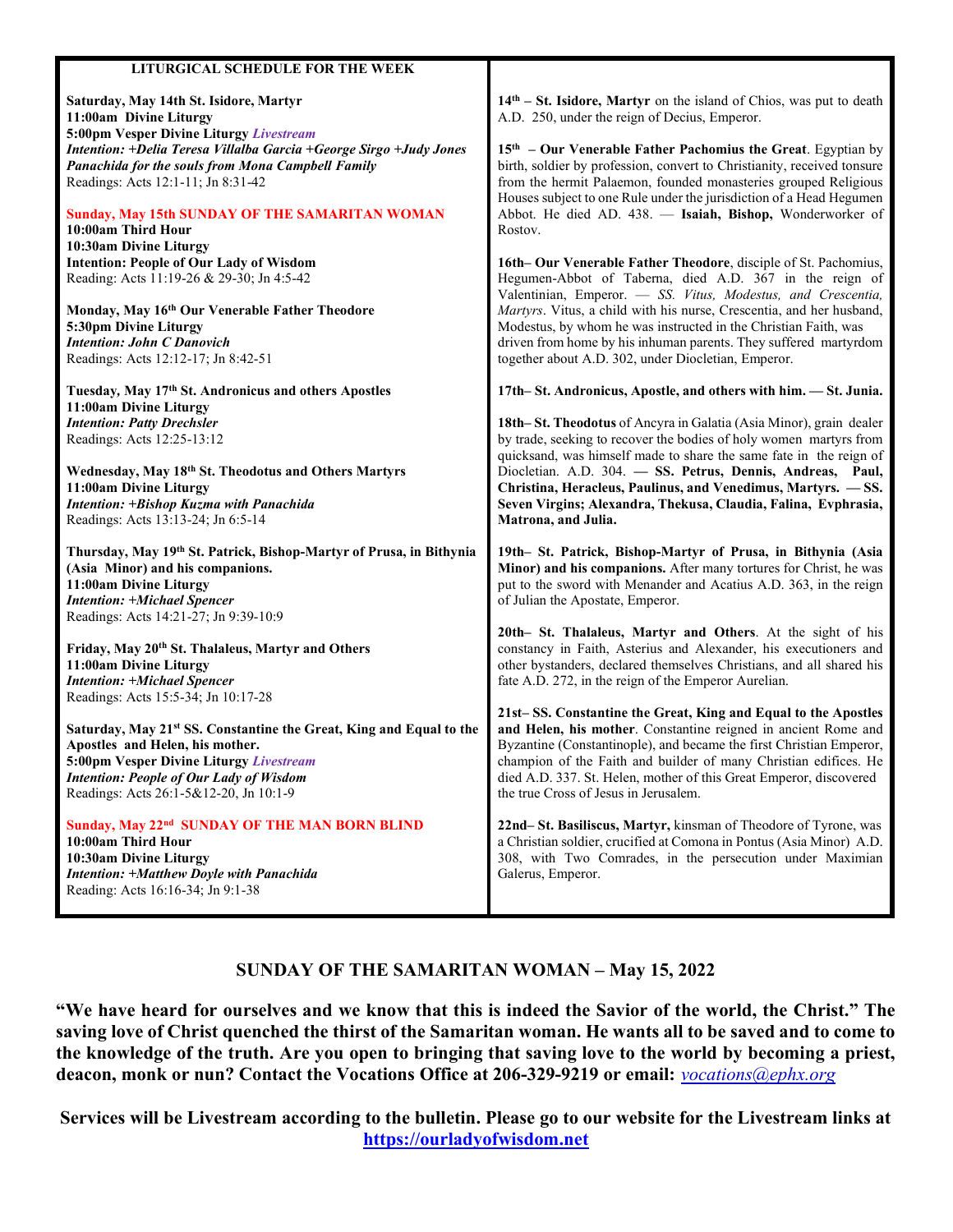## LITURGICAL SCHEDULE FOR THE WEEK

**Saturday, May 14th St. Isidore, Martyr**
**11:00am Divine Liturgy**
**5:00pm Vesper Divine Liturgy** ***Livestream***
***Intention: +Delia Teresa Villalba Garcia +George Sirgo +Judy Jones***
***Panachida for the souls from Mona Campbell Family***
Readings: Acts 12:1-11; Jn 8:31-42

**Sunday, May 15th SUNDAY OF THE SAMARITAN WOMAN**
**10:00am Third Hour**
**10:30am Divine Liturgy**
**Intention: People of Our Lady of Wisdom**
Reading: Acts 11:19-26 & 29-30; Jn 4:5-42

**Monday, May 16th Our Venerable Father Theodore**
**5:30pm Divine Liturgy**
***Intention: John C Danovich***
Readings: Acts 12:12-17; Jn 8:42-51

**Tuesday, May 17th St. Andronicus and others Apostles**
**11:00am Divine Liturgy**
***Intention: Patty Drechsler***
Readings: Acts 12:25-13:12

**Wednesday, May 18th St. Theodotus and Others Martyrs**
**11:00am Divine Liturgy**
***Intention: +Bishop Kuzma with Panachida***
Readings: Acts 13:13-24; Jn 6:5-14

**Thursday, May 19th St. Patrick, Bishop-Martyr of Prusa, in Bithynia (Asia Minor) and his companions.**
**11:00am Divine Liturgy**
***Intention: +Michael Spencer***
Readings: Acts 14:21-27; Jn 9:39-10:9

**Friday, May 20th St. Thalaleus, Martyr and Others**
**11:00am Divine Liturgy**
***Intention: +Michael Spencer***
Readings: Acts 15:5-34; Jn 10:17-28

**Saturday, May 21st SS. Constantine the Great, King and Equal to the Apostles and Helen, his mother.**
**5:00pm Vesper Divine Liturgy** ***Livestream***
***Intention: People of Our Lady of Wisdom***
Readings: Acts 26:1-5&12-20, Jn 10:1-9

**Sunday, May 22nd SUNDAY OF THE MAN BORN BLIND**
**10:00am Third Hour**
**10:30am Divine Liturgy**
***Intention: +Matthew Doyle with Panachida***
Reading: Acts 16:16-34; Jn 9:1-38

**14th – St. Isidore, Martyr** on the island of Chios, was put to death A.D. 250, under the reign of Decius, Emperor.

**15th – Our Venerable Father Pachomius the Great**. Egyptian by birth, soldier by profession, convert to Christianity, received tonsure from the hermit Palaemon, founded monasteries grouped Religious Houses subject to one Rule under the jurisdiction of a Head Hegumen Abbot. He died AD. 438. — **Isaiah, Bishop,** Wonderworker of Rostov.

**16th– Our Venerable Father Theodore**, disciple of St. Pachomius, Hegumen-Abbot of Taberna, died A.D. 367 in the reign of Valentinian, Emperor. — *SS. Vitus, Modestus, and Crescentia, Martyrs*. Vitus, a child with his nurse, Crescentia, and her husband, Modestus, by whom he was instructed in the Christian Faith, was driven from home by his inhuman parents. They suffered martyrdom together about A.D. 302, under Diocletian, Emperor.

**17th– St. Andronicus, Apostle, and others with him. — St. Junia.**

**18th– St. Theodotus** of Ancyra in Galatia (Asia Minor), grain dealer by trade, seeking to recover the bodies of holy women martyrs from quicksand, was himself made to share the same fate in the reign of Diocletian. A.D. 304. **— SS. Petrus, Dennis, Andreas, Paul, Christina, Heracleus, Paulinus, and Venedimus, Martyrs. — SS. Seven Virgins; Alexandra, Thekusa, Claudia, Falina, Evphrasia, Matrona, and Julia.**

**19th– St. Patrick, Bishop-Martyr of Prusa, in Bithynia (Asia Minor) and his companions.** After many tortures for Christ, he was put to the sword with Menander and Acatius A.D. 363, in the reign of Julian the Apostate, Emperor.

**20th– St. Thalaleus, Martyr and Others**. At the sight of his constancy in Faith, Asterius and Alexander, his executioners and other bystanders, declared themselves Christians, and all shared his fate A.D. 272, in the reign of the Emperor Aurelian.

**21st– SS. Constantine the Great, King and Equal to the Apostles and Helen, his mother**. Constantine reigned in ancient Rome and Byzantine (Constantinople), and became the first Christian Emperor, champion of the Faith and builder of many Christian edifices. He died A.D. 337. St. Helen, mother of this Great Emperor, discovered the true Cross of Jesus in Jerusalem.

**22nd– St. Basiliscus, Martyr,** kinsman of Theodore of Tyrone, was a Christian soldier, crucified at Comona in Pontus (Asia Minor) A.D. 308, with Two Comrades, in the persecution under Maximian Galerus, Emperor.

## SUNDAY OF THE SAMARITAN WOMAN – May 15, 2022

**"We have heard for ourselves and we know that this is indeed the Savior of the world, the Christ." The saving love of Christ quenched the thirst of the Samaritan woman. He wants all to be saved and to come to the knowledge of the truth. Are you open to bringing that saving love to the world by becoming a priest, deacon, monk or nun? Contact the Vocations Office at 206-329-9219 or email:** *vocations@ephx.org*

**Services will be Livestream according to the bulletin. Please go to our website for the Livestream links at https://ourladyofwisdom.net**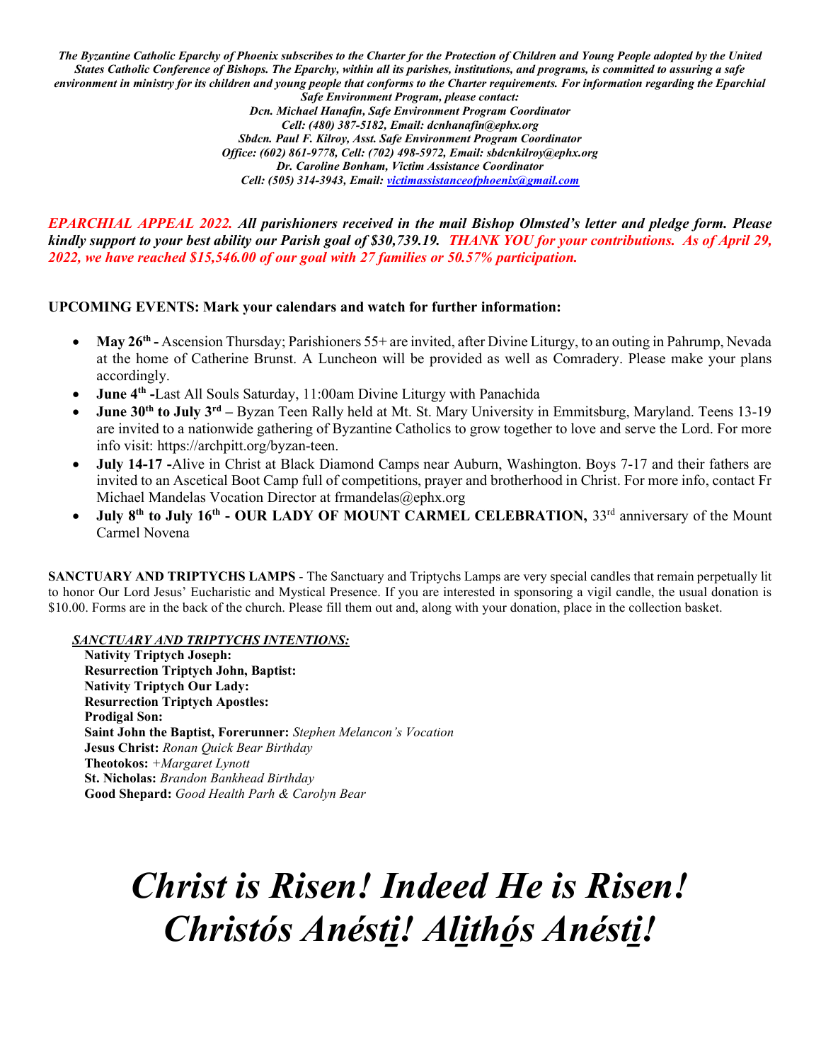***The Byzantine Catholic Eparchy of Phoenix subscribes to the Charter for the Protection of Children and Young People adopted by the United States Catholic Conference of Bishops. The Eparchy, within all its parishes, institutions, and programs, is committed to assuring a safe environment in ministry for its children and young people that conforms to the Charter requirements. For information regarding the Eparchial Safe Environment Program, please contact:***
***Dcn. Michael Hanafin, Safe Environment Program Coordinator***
***Cell: (480) 387-5182, Email: dcnhanafin@ephx.org***
***Sbdcn. Paul F. Kilroy, Asst. Safe Environment Program Coordinator***
***Office: (602) 861-9778, Cell: (702) 498-5972, Email: sbdcnkilroy@ephx.org***
***Dr. Caroline Bonham, Victim Assistance Coordinator***
***Cell: (505) 314-3943, Email: victimassistanceofphoenix@gmail.com***

***EPARCHIAL APPEAL 2022. All parishioners received in the mail Bishop Olmsted's letter and pledge form. Please kindly support to your best ability our Parish goal of $30,739.19. THANK YOU for your contributions. As of April 29, 2022, we have reached $15,546.00 of our goal with 27 families or 50.57% participation.***

**UPCOMING EVENTS: Mark your calendars and watch for further information:**

- **May 26th -** Ascension Thursday; Parishioners 55+ are invited, after Divine Liturgy, to an outing in Pahrump, Nevada at the home of Catherine Brunst. A Luncheon will be provided as well as Comradery. Please make your plans accordingly.
- **June 4th -**Last All Souls Saturday, 11:00am Divine Liturgy with Panachida
- **June 30th to July 3rd –** Byzan Teen Rally held at Mt. St. Mary University in Emmitsburg, Maryland. Teens 13-19 are invited to a nationwide gathering of Byzantine Catholics to grow together to love and serve the Lord. For more info visit: https://archpitt.org/byzan-teen.
- **July 14-17 -**Alive in Christ at Black Diamond Camps near Auburn, Washington. Boys 7-17 and their fathers are invited to an Ascetical Boot Camp full of competitions, prayer and brotherhood in Christ. For more info, contact Fr Michael Mandelas Vocation Director at frmandelas@ephx.org
- **July 8th to July 16th - OUR LADY OF MOUNT CARMEL CELEBRATION,** 33rd anniversary of the Mount Carmel Novena

**SANCTUARY AND TRIPTYCHS LAMPS** - The Sanctuary and Triptychs Lamps are very special candles that remain perpetually lit to honor Our Lord Jesus' Eucharistic and Mystical Presence. If you are interested in sponsoring a vigil candle, the usual donation is $10.00. Forms are in the back of the church. Please fill them out and, along with your donation, place in the collection basket.

***SANCTUARY AND TRIPTYCHS INTENTIONS:***

**Nativity Triptych Joseph:**
**Resurrection Triptych John, Baptist:**
**Nativity Triptych Our Lady:**
**Resurrection Triptych Apostles:**
**Prodigal Son:**
**Saint John the Baptist, Forerunner:** *Stephen Melancon's Vocation*
**Jesus Christ:** *Ronan Quick Bear Birthday*
**Theotokos:** *+Margaret Lynott*
**St. Nicholas:** *Brandon Bankhead Birthday*
**Good Shepard:** *Good Health Parh & Carolyn Bear*

# ***Christ is Risen! Indeed He is Risen!***
# ***Christós Anésti! Alithós Anésti!***